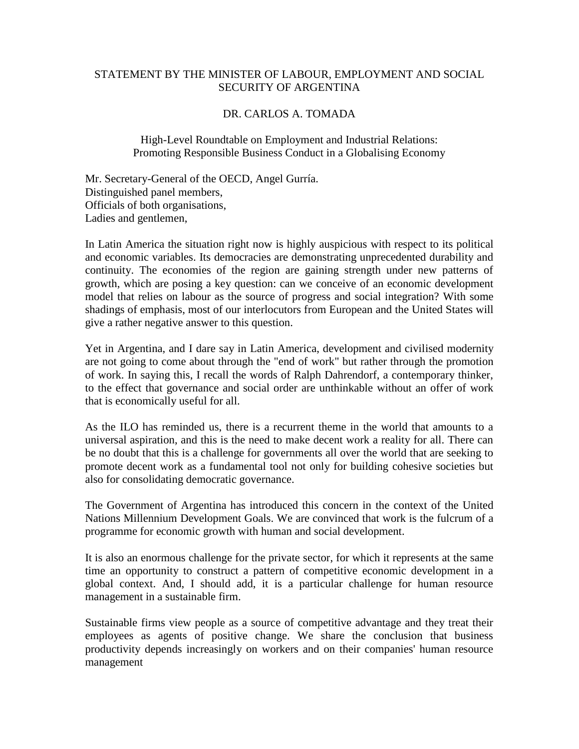# STATEMENT BY THE MINISTER OF LABOUR, EMPLOYMENT AND SOCIAL SECURITY OF ARGENTINA

## DR. CARLOS A. TOMADA

### High-Level Roundtable on Employment and Industrial Relations: Promoting Responsible Business Conduct in a Globalising Economy

Mr. Secretary-General of the OECD, Angel Gurría.
Distinguished panel members,
Officials of both organisations,
Ladies and gentlemen,

In Latin America the situation right now is highly auspicious with respect to its political and economic variables. Its democracies are demonstrating unprecedented durability and continuity. The economies of the region are gaining strength under new patterns of growth, which are posing a key question: can we conceive of an economic development model that relies on labour as the source of progress and social integration? With some shadings of emphasis, most of our interlocutors from European and the United States will give a rather negative answer to this question.

Yet in Argentina, and I dare say in Latin America, development and civilised modernity are not going to come about through the "end of work" but rather through the promotion of work. In saying this, I recall the words of Ralph Dahrendorf, a contemporary thinker, to the effect that governance and social order are unthinkable without an offer of work that is economically useful for all.

As the ILO has reminded us, there is a recurrent theme in the world that amounts to a universal aspiration, and this is the need to make decent work a reality for all. There can be no doubt that this is a challenge for governments all over the world that are seeking to promote decent work as a fundamental tool not only for building cohesive societies but also for consolidating democratic governance.

The Government of Argentina has introduced this concern in the context of the United Nations Millennium Development Goals. We are convinced that work is the fulcrum of a programme for economic growth with human and social development.

It is also an enormous challenge for the private sector, for which it represents at the same time an opportunity to construct a pattern of competitive economic development in a global context. And, I should add, it is a particular challenge for human resource management in a sustainable firm.

Sustainable firms view people as a source of competitive advantage and they treat their employees as agents of positive change. We share the conclusion that business productivity depends increasingly on workers and on their companies' human resource management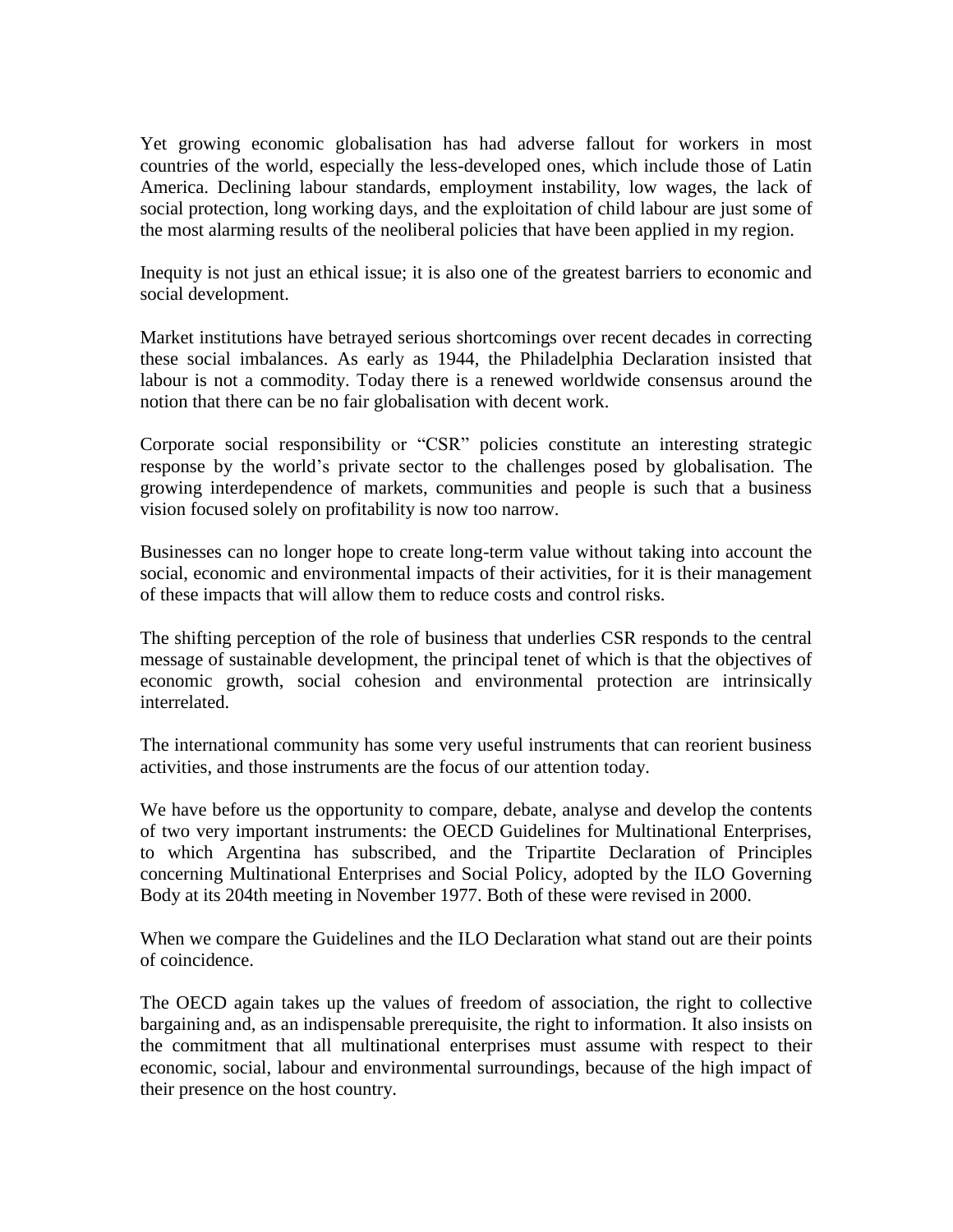Yet growing economic globalisation has had adverse fallout for workers in most countries of the world, especially the less-developed ones, which include those of Latin America. Declining labour standards, employment instability, low wages, the lack of social protection, long working days, and the exploitation of child labour are just some of the most alarming results of the neoliberal policies that have been applied in my region.

Inequity is not just an ethical issue; it is also one of the greatest barriers to economic and social development.

Market institutions have betrayed serious shortcomings over recent decades in correcting these social imbalances. As early as 1944, the Philadelphia Declaration insisted that labour is not a commodity. Today there is a renewed worldwide consensus around the notion that there can be no fair globalisation with decent work.

Corporate social responsibility or "CSR" policies constitute an interesting strategic response by the world's private sector to the challenges posed by globalisation. The growing interdependence of markets, communities and people is such that a business vision focused solely on profitability is now too narrow.

Businesses can no longer hope to create long-term value without taking into account the social, economic and environmental impacts of their activities, for it is their management of these impacts that will allow them to reduce costs and control risks.

The shifting perception of the role of business that underlies CSR responds to the central message of sustainable development, the principal tenet of which is that the objectives of economic growth, social cohesion and environmental protection are intrinsically interrelated.

The international community has some very useful instruments that can reorient business activities, and those instruments are the focus of our attention today.

We have before us the opportunity to compare, debate, analyse and develop the contents of two very important instruments: the OECD Guidelines for Multinational Enterprises, to which Argentina has subscribed, and the Tripartite Declaration of Principles concerning Multinational Enterprises and Social Policy, adopted by the ILO Governing Body at its 204th meeting in November 1977. Both of these were revised in 2000.

When we compare the Guidelines and the ILO Declaration what stand out are their points of coincidence.

The OECD again takes up the values of freedom of association, the right to collective bargaining and, as an indispensable prerequisite, the right to information. It also insists on the commitment that all multinational enterprises must assume with respect to their economic, social, labour and environmental surroundings, because of the high impact of their presence on the host country.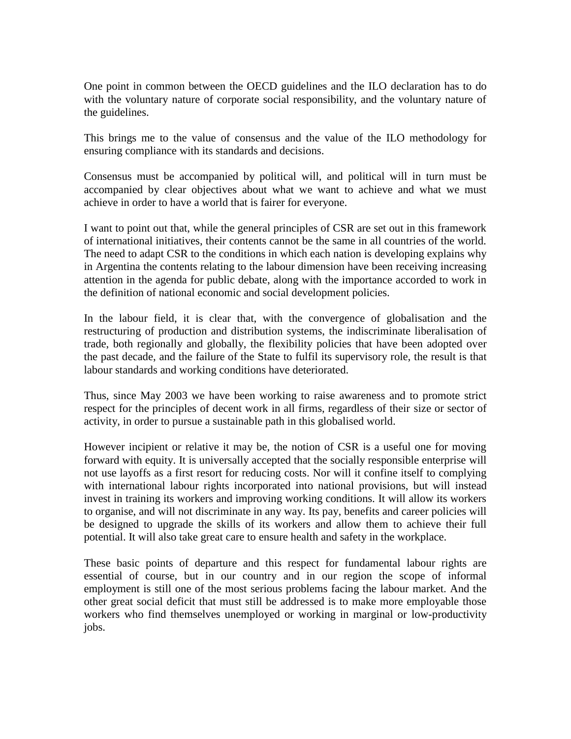One point in common between the OECD guidelines and the ILO declaration has to do with the voluntary nature of corporate social responsibility, and the voluntary nature of the guidelines.

This brings me to the value of consensus and the value of the ILO methodology for ensuring compliance with its standards and decisions.

Consensus must be accompanied by political will, and political will in turn must be accompanied by clear objectives about what we want to achieve and what we must achieve in order to have a world that is fairer for everyone.

I want to point out that, while the general principles of CSR are set out in this framework of international initiatives, their contents cannot be the same in all countries of the world. The need to adapt CSR to the conditions in which each nation is developing explains why in Argentina the contents relating to the labour dimension have been receiving increasing attention in the agenda for public debate, along with the importance accorded to work in the definition of national economic and social development policies.

In the labour field, it is clear that, with the convergence of globalisation and the restructuring of production and distribution systems, the indiscriminate liberalisation of trade, both regionally and globally, the flexibility policies that have been adopted over the past decade, and the failure of the State to fulfil its supervisory role, the result is that labour standards and working conditions have deteriorated.

Thus, since May 2003 we have been working to raise awareness and to promote strict respect for the principles of decent work in all firms, regardless of their size or sector of activity, in order to pursue a sustainable path in this globalised world.

However incipient or relative it may be, the notion of CSR is a useful one for moving forward with equity. It is universally accepted that the socially responsible enterprise will not use layoffs as a first resort for reducing costs. Nor will it confine itself to complying with international labour rights incorporated into national provisions, but will instead invest in training its workers and improving working conditions. It will allow its workers to organise, and will not discriminate in any way. Its pay, benefits and career policies will be designed to upgrade the skills of its workers and allow them to achieve their full potential. It will also take great care to ensure health and safety in the workplace.

These basic points of departure and this respect for fundamental labour rights are essential of course, but in our country and in our region the scope of informal employment is still one of the most serious problems facing the labour market. And the other great social deficit that must still be addressed is to make more employable those workers who find themselves unemployed or working in marginal or low-productivity jobs.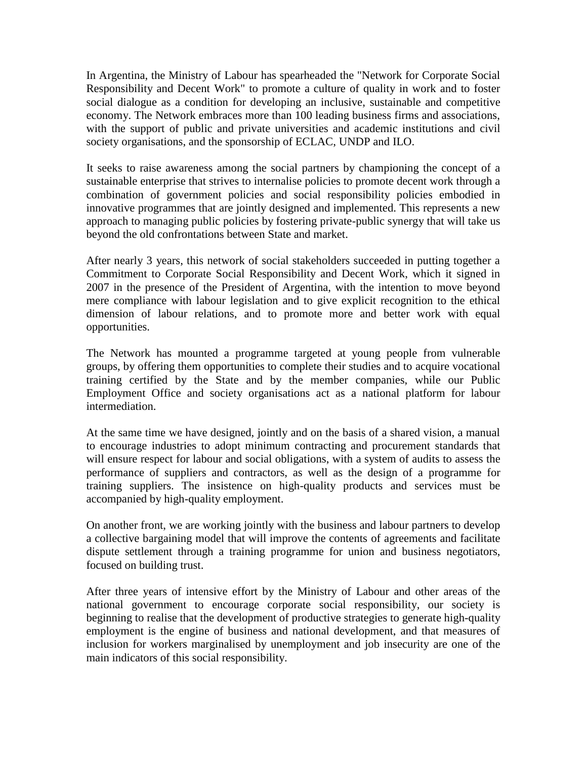In Argentina, the Ministry of Labour has spearheaded the "Network for Corporate Social Responsibility and Decent Work" to promote a culture of quality in work and to foster social dialogue as a condition for developing an inclusive, sustainable and competitive economy. The Network embraces more than 100 leading business firms and associations, with the support of public and private universities and academic institutions and civil society organisations, and the sponsorship of ECLAC, UNDP and ILO.

It seeks to raise awareness among the social partners by championing the concept of a sustainable enterprise that strives to internalise policies to promote decent work through a combination of government policies and social responsibility policies embodied in innovative programmes that are jointly designed and implemented. This represents a new approach to managing public policies by fostering private-public synergy that will take us beyond the old confrontations between State and market.

After nearly 3 years, this network of social stakeholders succeeded in putting together a Commitment to Corporate Social Responsibility and Decent Work, which it signed in 2007 in the presence of the President of Argentina, with the intention to move beyond mere compliance with labour legislation and to give explicit recognition to the ethical dimension of labour relations, and to promote more and better work with equal opportunities.

The Network has mounted a programme targeted at young people from vulnerable groups, by offering them opportunities to complete their studies and to acquire vocational training certified by the State and by the member companies, while our Public Employment Office and society organisations act as a national platform for labour intermediation.

At the same time we have designed, jointly and on the basis of a shared vision, a manual to encourage industries to adopt minimum contracting and procurement standards that will ensure respect for labour and social obligations, with a system of audits to assess the performance of suppliers and contractors, as well as the design of a programme for training suppliers. The insistence on high-quality products and services must be accompanied by high-quality employment.

On another front, we are working jointly with the business and labour partners to develop a collective bargaining model that will improve the contents of agreements and facilitate dispute settlement through a training programme for union and business negotiators, focused on building trust.

After three years of intensive effort by the Ministry of Labour and other areas of the national government to encourage corporate social responsibility, our society is beginning to realise that the development of productive strategies to generate high-quality employment is the engine of business and national development, and that measures of inclusion for workers marginalised by unemployment and job insecurity are one of the main indicators of this social responsibility.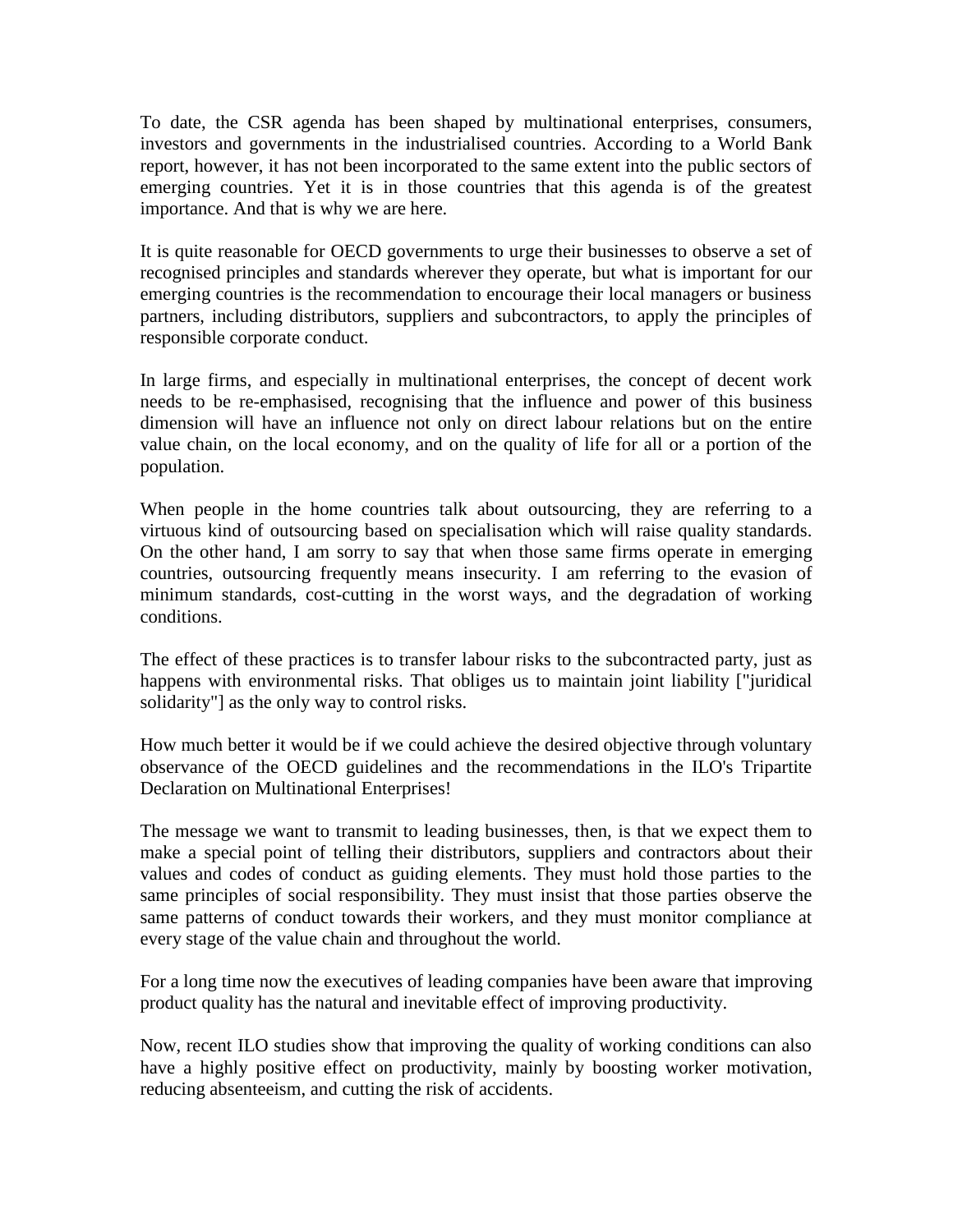To date, the CSR agenda has been shaped by multinational enterprises, consumers, investors and governments in the industrialised countries. According to a World Bank report, however, it has not been incorporated to the same extent into the public sectors of emerging countries. Yet it is in those countries that this agenda is of the greatest importance. And that is why we are here.

It is quite reasonable for OECD governments to urge their businesses to observe a set of recognised principles and standards wherever they operate, but what is important for our emerging countries is the recommendation to encourage their local managers or business partners, including distributors, suppliers and subcontractors, to apply the principles of responsible corporate conduct.

In large firms, and especially in multinational enterprises, the concept of decent work needs to be re-emphasised, recognising that the influence and power of this business dimension will have an influence not only on direct labour relations but on the entire value chain, on the local economy, and on the quality of life for all or a portion of the population.

When people in the home countries talk about outsourcing, they are referring to a virtuous kind of outsourcing based on specialisation which will raise quality standards. On the other hand, I am sorry to say that when those same firms operate in emerging countries, outsourcing frequently means insecurity. I am referring to the evasion of minimum standards, cost-cutting in the worst ways, and the degradation of working conditions.

The effect of these practices is to transfer labour risks to the subcontracted party, just as happens with environmental risks. That obliges us to maintain joint liability ["juridical solidarity"] as the only way to control risks.

How much better it would be if we could achieve the desired objective through voluntary observance of the OECD guidelines and the recommendations in the ILO's Tripartite Declaration on Multinational Enterprises!

The message we want to transmit to leading businesses, then, is that we expect them to make a special point of telling their distributors, suppliers and contractors about their values and codes of conduct as guiding elements. They must hold those parties to the same principles of social responsibility. They must insist that those parties observe the same patterns of conduct towards their workers, and they must monitor compliance at every stage of the value chain and throughout the world.

For a long time now the executives of leading companies have been aware that improving product quality has the natural and inevitable effect of improving productivity.

Now, recent ILO studies show that improving the quality of working conditions can also have a highly positive effect on productivity, mainly by boosting worker motivation, reducing absenteeism, and cutting the risk of accidents.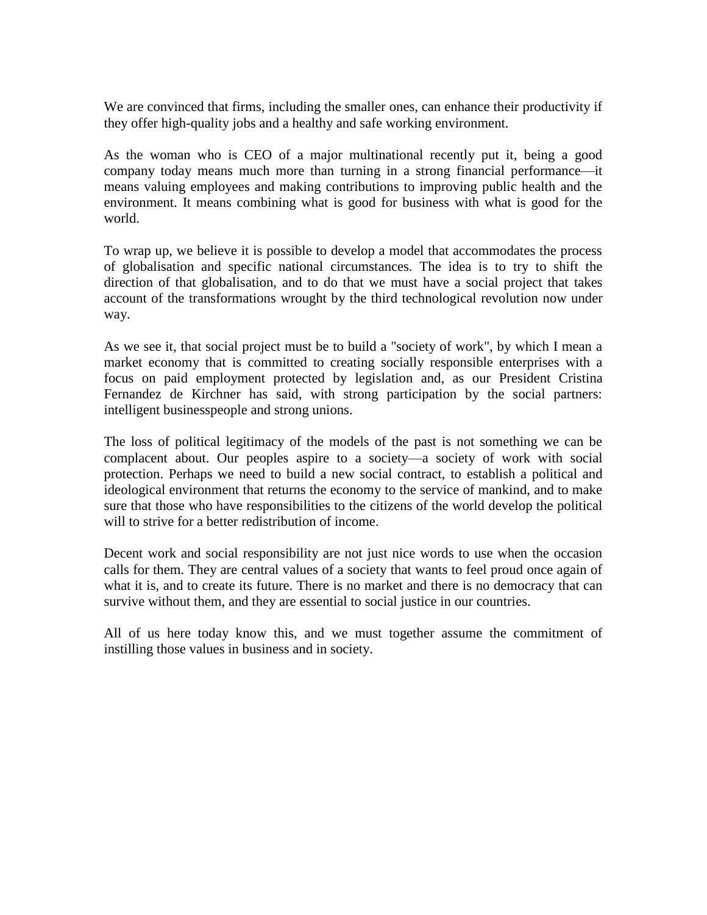We are convinced that firms, including the smaller ones, can enhance their productivity if they offer high-quality jobs and a healthy and safe working environment.

As the woman who is CEO of a major multinational recently put it, being a good company today means much more than turning in a strong financial performance—it means valuing employees and making contributions to improving public health and the environment. It means combining what is good for business with what is good for the world.

To wrap up, we believe it is possible to develop a model that accommodates the process of globalisation and specific national circumstances. The idea is to try to shift the direction of that globalisation, and to do that we must have a social project that takes account of the transformations wrought by the third technological revolution now under way.

As we see it, that social project must be to build a "society of work", by which I mean a market economy that is committed to creating socially responsible enterprises with a focus on paid employment protected by legislation and, as our President Cristina Fernandez de Kirchner has said, with strong participation by the social partners: intelligent businesspeople and strong unions.

The loss of political legitimacy of the models of the past is not something we can be complacent about. Our peoples aspire to a society—a society of work with social protection. Perhaps we need to build a new social contract, to establish a political and ideological environment that returns the economy to the service of mankind, and to make sure that those who have responsibilities to the citizens of the world develop the political will to strive for a better redistribution of income.

Decent work and social responsibility are not just nice words to use when the occasion calls for them. They are central values of a society that wants to feel proud once again of what it is, and to create its future. There is no market and there is no democracy that can survive without them, and they are essential to social justice in our countries.

All of us here today know this, and we must together assume the commitment of instilling those values in business and in society.